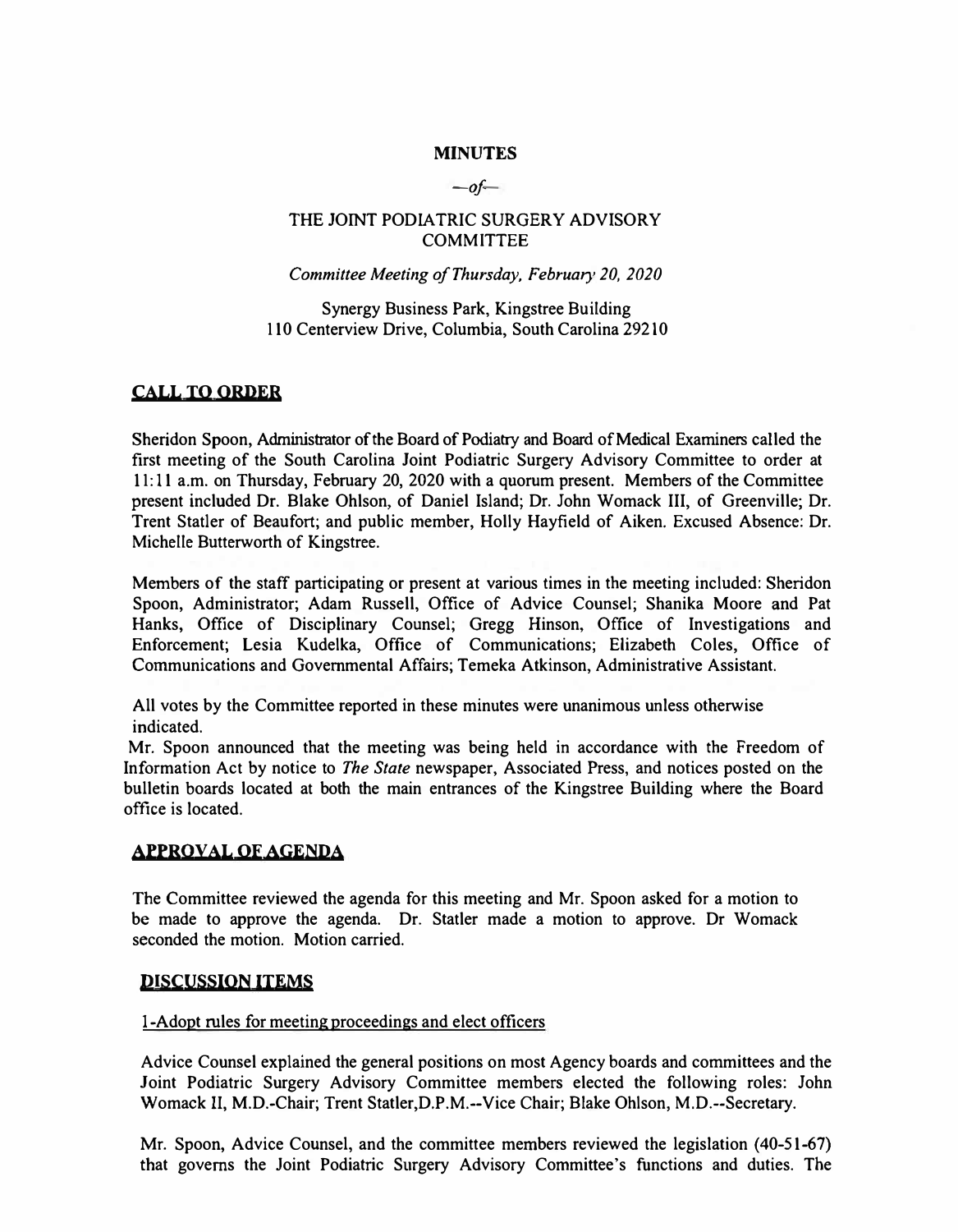# MINUTES

*—of—*

## THE JOINT PODIATRIC SURGERY ADVISORY COMMITTEE

*Committee Meeting of Thursday, February 20, 2020*

Synergy Business Park, Kingstree Building
110 Centerview Drive, Columbia, South Carolina 29210

## CALL TO ORDER

Sheridon Spoon, Administrator of the Board of Podiatry and Board of Medical Examiners called the first meeting of the South Carolina Joint Podiatric Surgery Advisory Committee to order at 11:11 a.m. on Thursday, February 20, 2020 with a quorum present. Members of the Committee present included Dr. Blake Ohlson, of Daniel Island; Dr. John Womack III, of Greenville; Dr. Trent Statler of Beaufort; and public member, Holly Hayfield of Aiken. Excused Absence: Dr. Michelle Butterworth of Kingstree.

Members of the staff participating or present at various times in the meeting included: Sheridon Spoon, Administrator; Adam Russell, Office of Advice Counsel; Shanika Moore and Pat Hanks, Office of Disciplinary Counsel; Gregg Hinson, Office of Investigations and Enforcement; Lesia Kudelka, Office of Communications; Elizabeth Coles, Office of Communications and Governmental Affairs; Temeka Atkinson, Administrative Assistant.

All votes by the Committee reported in these minutes were unanimous unless otherwise indicated.

Mr. Spoon announced that the meeting was being held in accordance with the Freedom of Information Act by notice to *The State* newspaper, Associated Press, and notices posted on the bulletin boards located at both the main entrances of the Kingstree Building where the Board office is located.

## APPROVAL OF AGENDA

The Committee reviewed the agenda for this meeting and Mr. Spoon asked for a motion to be made to approve the agenda. Dr. Statler made a motion to approve. Dr Womack seconded the motion. Motion carried.

## DISCUSSION ITEMS

1-Adopt rules for meeting proceedings and elect officers

Advice Counsel explained the general positions on most Agency boards and committees and the Joint Podiatric Surgery Advisory Committee members elected the following roles: John Womack II, M.D.-Chair; Trent Statler,D.P.M.--Vice Chair; Blake Ohlson, M.D.--Secretary.

Mr. Spoon, Advice Counsel, and the committee members reviewed the legislation (40-51-67) that governs the Joint Podiatric Surgery Advisory Committee's functions and duties. The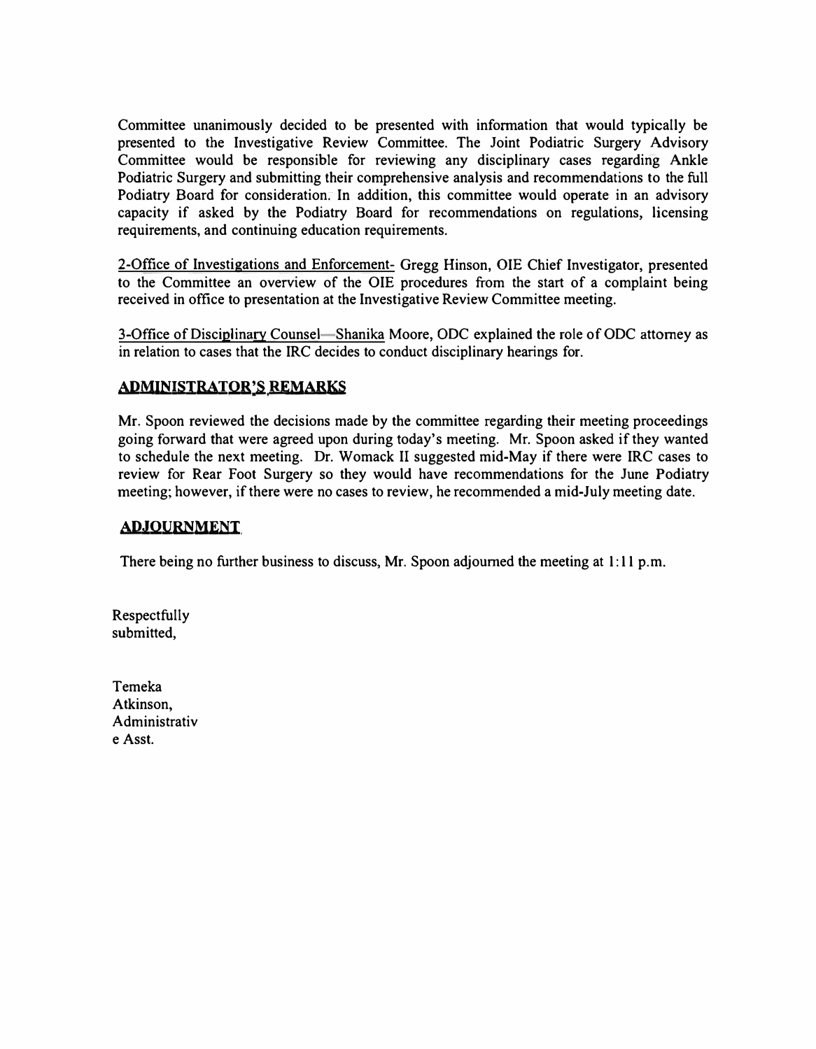Committee unanimously decided to be presented with information that would typically be presented to the Investigative Review Committee. The Joint Podiatric Surgery Advisory Committee would be responsible for reviewing any disciplinary cases regarding Ankle Podiatric Surgery and submitting their comprehensive analysis and recommendations to the full Podiatry Board for consideration. In addition, this committee would operate in an advisory capacity if asked by the Podiatry Board for recommendations on regulations, licensing requirements, and continuing education requirements.

2-Office of Investigations and Enforcement- Gregg Hinson, OIE Chief Investigator, presented to the Committee an overview of the OIE procedures from the start of a complaint being received in office to presentation at the Investigative Review Committee meeting.

3-Office of Disciplinary Counsel—Shanika Moore, ODC explained the role of ODC attorney as in relation to cases that the IRC decides to conduct disciplinary hearings for.

## ADMINISTRATOR'S REMARKS

Mr. Spoon reviewed the decisions made by the committee regarding their meeting proceedings going forward that were agreed upon during today's meeting. Mr. Spoon asked if they wanted to schedule the next meeting. Dr. Womack II suggested mid-May if there were IRC cases to review for Rear Foot Surgery so they would have recommendations for the June Podiatry meeting; however, if there were no cases to review, he recommended a mid-July meeting date.

## ADJOURNMENT

There being no further business to discuss, Mr. Spoon adjourned the meeting at 1:11 p.m.

Respectfully submitted,

Temeka Atkinson, Administrative Asst.